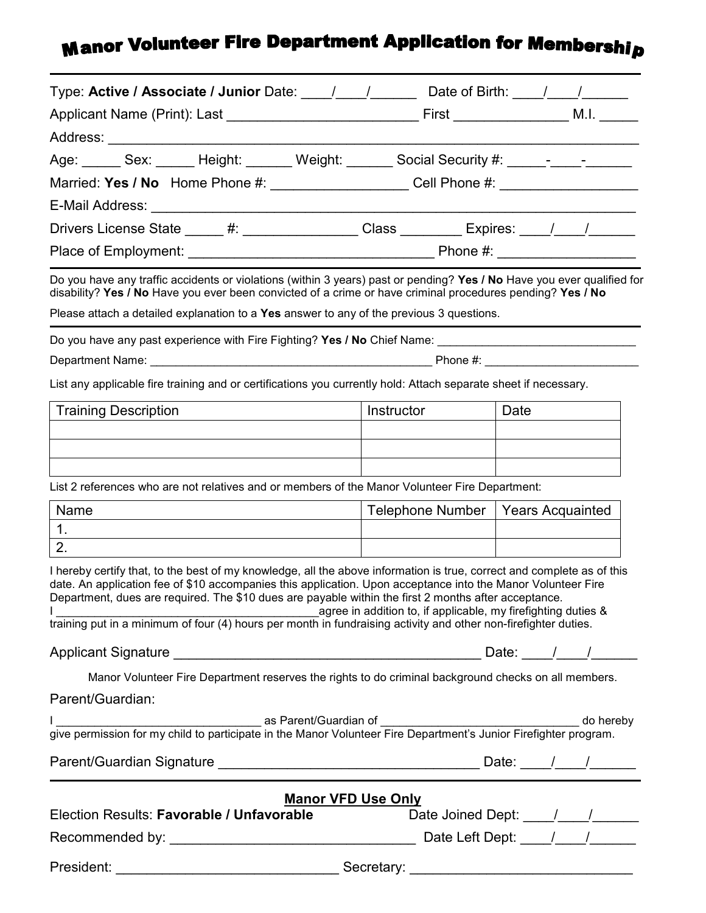# Manor Volunteer Fire Department Application for Membership

---

Type: **Active / Associate / Junior** Date: ____/____/______ Date of Birth: ____/____/______

Applicant Name (Print): Last __________________________ First _______________ M.I. _____

Address: ________________________________________________________________________

Age: _____ Sex: _____ Height: ______ Weight: ______ Social Security #: _____-____-______

Married: **Yes / No** Home Phone #: __________________ Cell Phone #: __________________

E-Mail Address: __________________________________________________________________

Drivers License State _____ #: _______________ Class ________ Expires: ____/____/______

Place of Employment: _________________________________ Phone #: __________________

---

Do you have any traffic accidents or violations (within 3 years) past or pending? **Yes / No** Have you ever qualified for disability? **Yes / No** Have you ever been convicted of a crime or have criminal procedures pending? **Yes / No**

Please attach a detailed explanation to a **Yes** answer to any of the previous 3 questions.

---

Do you have any past experience with Fire Fighting? **Yes / No** Chief Name: ________________________________

Department Name: ______________________________________________ Phone #: ________________________

List any applicable fire training and or certifications you currently hold: Attach separate sheet if necessary.

| Training Description | Instructor | Date |
|---|---|---|
| | | |
| | | |
| | | |

List 2 references who are not relatives and or members of the Manor Volunteer Fire Department:

| Name | Telephone Number | Years Acquainted |
|---|---|---|
| 1. | | |
| 2. | | |

I hereby certify that, to the best of my knowledge, all the above information is true, correct and complete as of this date. An application fee of $10 accompanies this application. Upon acceptance into the Manor Volunteer Fire Department, dues are required. The $10 dues are payable within the first 2 months after acceptance.
I ________________________________________agree in addition to, if applicable, my firefighting duties & training put in a minimum of four (4) hours per month in fundraising activity and other non-firefighter duties.

Applicant Signature __________________________________________ Date: ____/____/______

Manor Volunteer Fire Department reserves the rights to do criminal background checks on all members.

Parent/Guardian:

I ________________________________ as Parent/Guardian of _______________________________ do hereby give permission for my child to participate in the Manor Volunteer Fire Department's Junior Firefighter program.

Parent/Guardian Signature ____________________________________ Date: ____/____/______

---

**Manor VFD Use Only**

Election Results: **Favorable / Unfavorable** Date Joined Dept: ____/____/______

Recommended by: ________________________________ Date Left Dept: ____/____/______

President: _____________________________ Secretary: _____________________________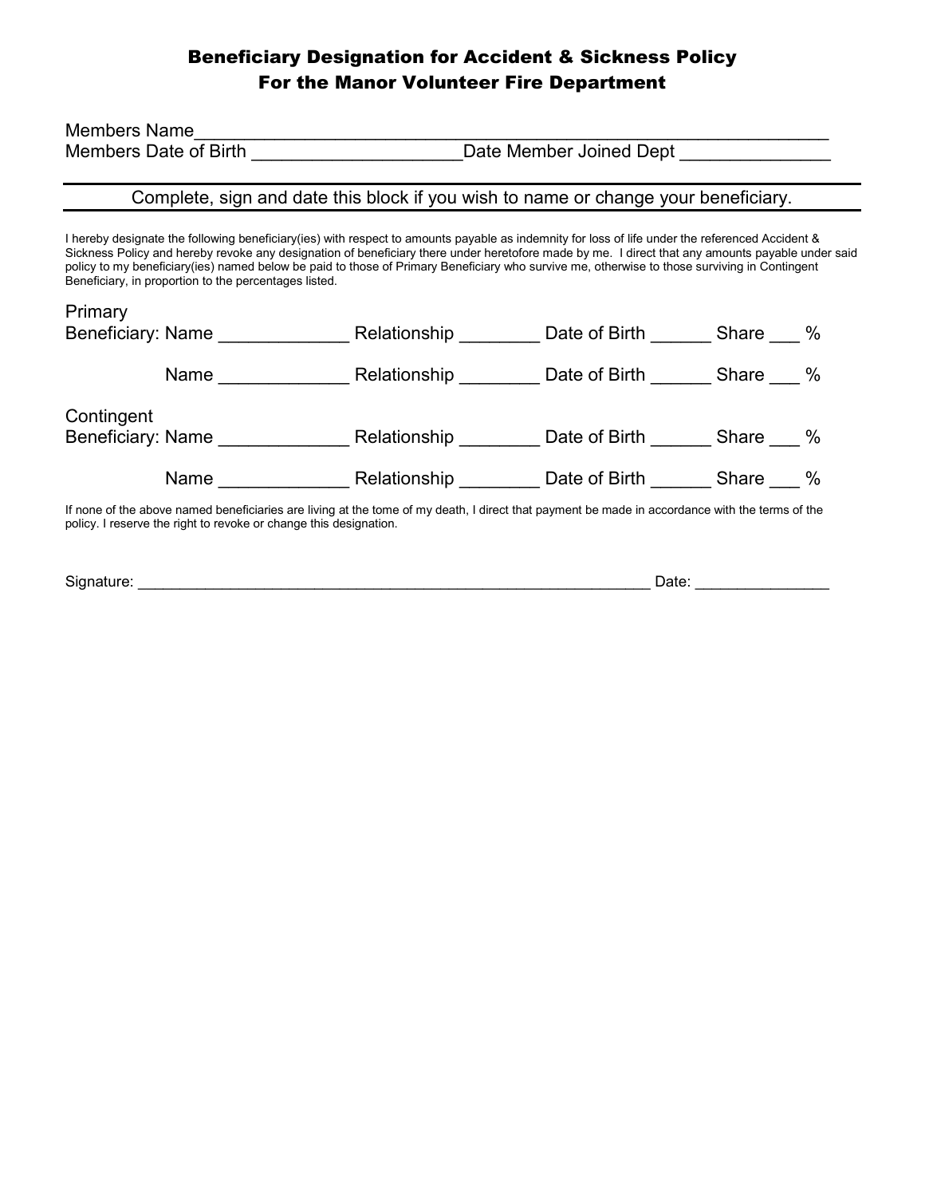# Beneficiary Designation for Accident & Sickness Policy
# For the Manor Volunteer Fire Department

Members Name_______________________________________________________________
Members Date of Birth ____________________Date Member Joined Dept ______________

Complete, sign and date this block if you wish to name or change your beneficiary.

I hereby designate the following beneficiary(ies) with respect to amounts payable as indemnity for loss of life under the referenced Accident & Sickness Policy and hereby revoke any designation of beneficiary there under heretofore made by me. I direct that any amounts payable under said policy to my beneficiary(ies) named below be paid to those of Primary Beneficiary who survive me, otherwise to those surviving in Contingent Beneficiary, in proportion to the percentages listed.

Primary
Beneficiary: Name _____________ Relationship ________ Date of Birth ______ Share ___ %

Name _____________ Relationship ________ Date of Birth ______ Share ___ %

Contingent
Beneficiary: Name _____________ Relationship ________ Date of Birth ______ Share ___ %

Name _____________ Relationship ________ Date of Birth ______ Share ___ %

If none of the above named beneficiaries are living at the tome of my death, I direct that payment be made in accordance with the terms of the policy. I reserve the right to revoke or change this designation.

Signature: ______________________________________________________________ Date: _______________